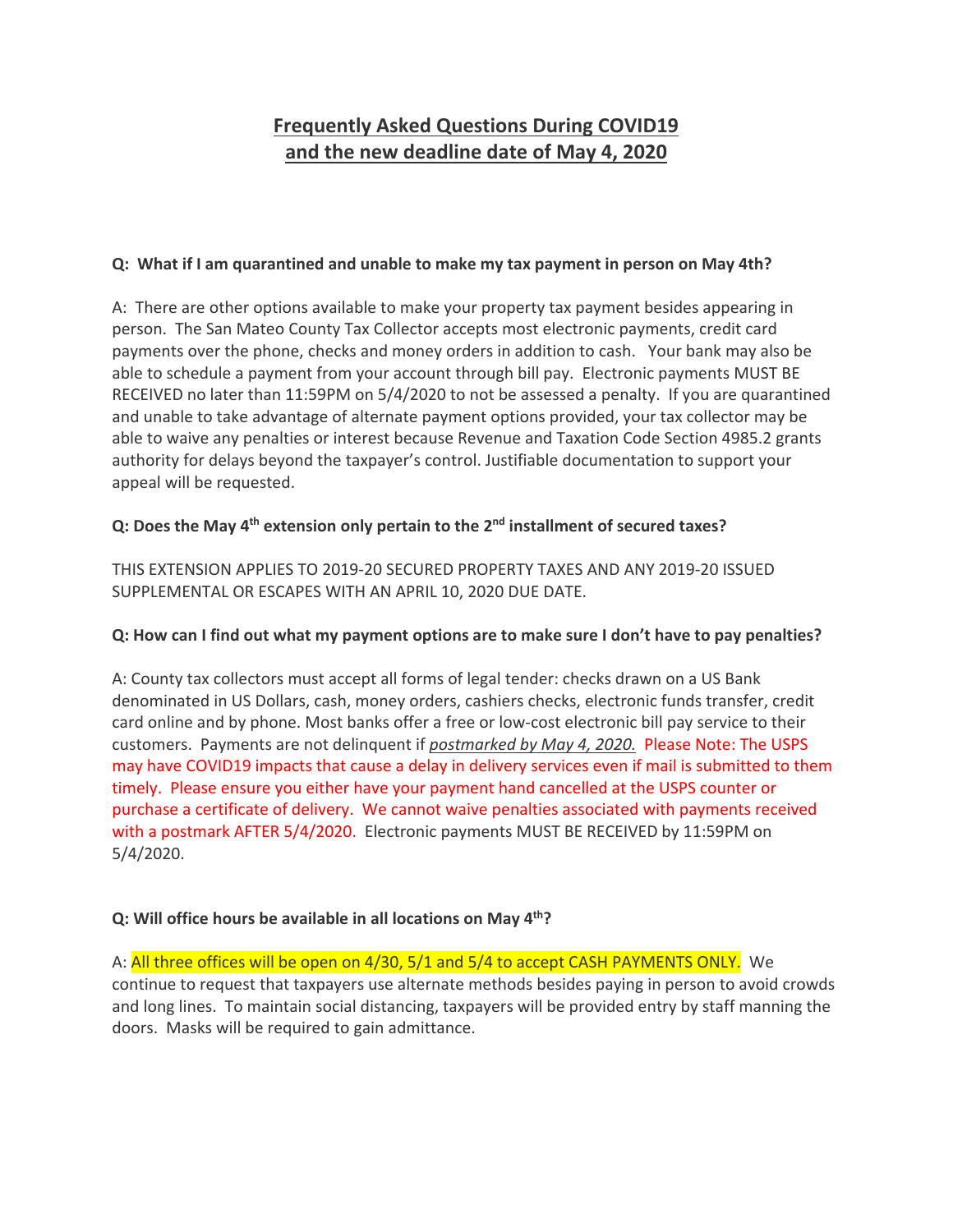# Frequently Asked Questions During COVID19 and the new deadline date of May 4, 2020

**Q: What if I am quarantined and unable to make my tax payment in person on May 4th?**

A: There are other options available to make your property tax payment besides appearing in person. The San Mateo County Tax Collector accepts most electronic payments, credit card payments over the phone, checks and money orders in addition to cash. Your bank may also be able to schedule a payment from your account through bill pay. Electronic payments MUST BE RECEIVED no later than 11:59PM on 5/4/2020 to not be assessed a penalty. If you are quarantined and unable to take advantage of alternate payment options provided, your tax collector may be able to waive any penalties or interest because Revenue and Taxation Code Section 4985.2 grants authority for delays beyond the taxpayer's control. Justifiable documentation to support your appeal will be requested.

**Q: Does the May 4th extension only pertain to the 2nd installment of secured taxes?**

THIS EXTENSION APPLIES TO 2019-20 SECURED PROPERTY TAXES AND ANY 2019-20 ISSUED SUPPLEMENTAL OR ESCAPES WITH AN APRIL 10, 2020 DUE DATE.

**Q: How can I find out what my payment options are to make sure I don't have to pay penalties?**

A: County tax collectors must accept all forms of legal tender: checks drawn on a US Bank denominated in US Dollars, cash, money orders, cashiers checks, electronic funds transfer, credit card online and by phone. Most banks offer a free or low-cost electronic bill pay service to their customers. Payments are not delinquent if *postmarked by May 4, 2020.* Please Note: The USPS may have COVID19 impacts that cause a delay in delivery services even if mail is submitted to them timely. Please ensure you either have your payment hand cancelled at the USPS counter or purchase a certificate of delivery. We cannot waive penalties associated with payments received with a postmark AFTER 5/4/2020. Electronic payments MUST BE RECEIVED by 11:59PM on 5/4/2020.

**Q: Will office hours be available in all locations on May 4th?**

A: All three offices will be open on 4/30, 5/1 and 5/4 to accept CASH PAYMENTS ONLY. We continue to request that taxpayers use alternate methods besides paying in person to avoid crowds and long lines. To maintain social distancing, taxpayers will be provided entry by staff manning the doors. Masks will be required to gain admittance.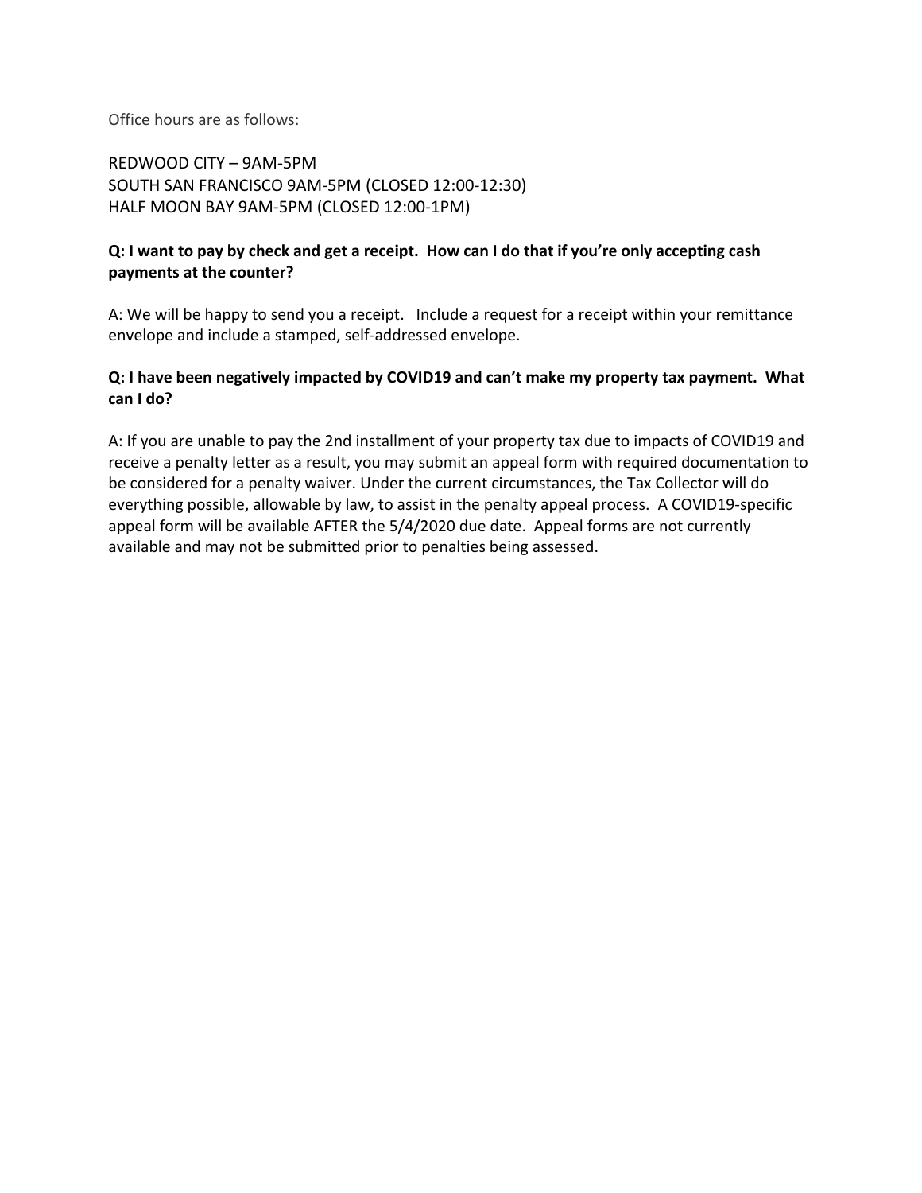Office hours are as follows:

REDWOOD CITY – 9AM-5PM
SOUTH SAN FRANCISCO 9AM-5PM (CLOSED 12:00-12:30)
HALF MOON BAY 9AM-5PM (CLOSED 12:00-1PM)

**Q: I want to pay by check and get a receipt. How can I do that if you're only accepting cash payments at the counter?**

A: We will be happy to send you a receipt. Include a request for a receipt within your remittance envelope and include a stamped, self-addressed envelope.

**Q: I have been negatively impacted by COVID19 and can't make my property tax payment. What can I do?**

A: If you are unable to pay the 2nd installment of your property tax due to impacts of COVID19 and receive a penalty letter as a result, you may submit an appeal form with required documentation to be considered for a penalty waiver. Under the current circumstances, the Tax Collector will do everything possible, allowable by law, to assist in the penalty appeal process. A COVID19-specific appeal form will be available AFTER the 5/4/2020 due date. Appeal forms are not currently available and may not be submitted prior to penalties being assessed.